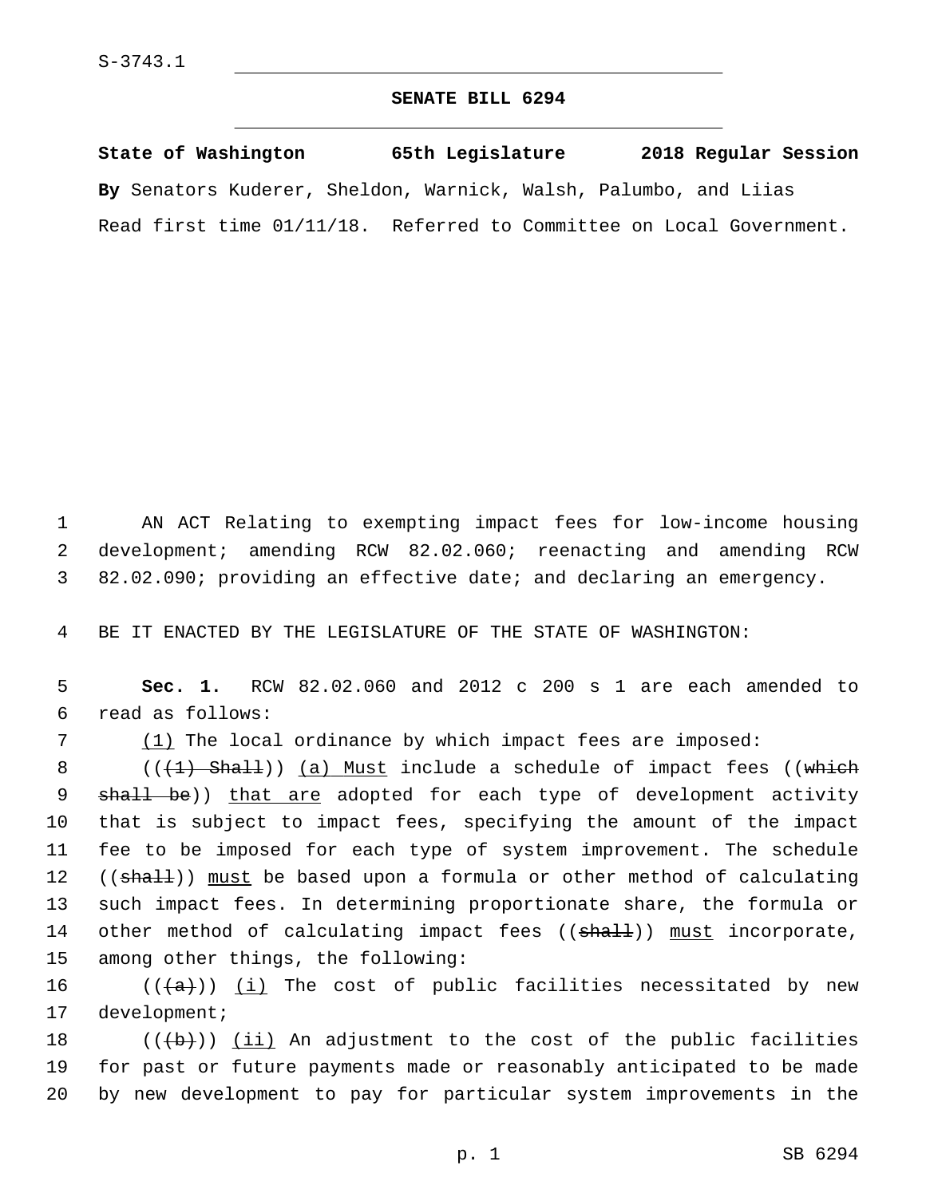S-3743.1

# SENATE BILL 6294

**State of Washington 65th Legislature 2018 Regular Session**

**By** Senators Kuderer, Sheldon, Warnick, Walsh, Palumbo, and Liias

Read first time 01/11/18. Referred to Committee on Local Government.

AN ACT Relating to exempting impact fees for low-income housing development; amending RCW 82.02.060; reenacting and amending RCW 82.02.090; providing an effective date; and declaring an emergency.

BE IT ENACTED BY THE LEGISLATURE OF THE STATE OF WASHINGTON:

**Sec. 1.** RCW 82.02.060 and 2012 c 200 s 1 are each amended to read as follows:

(1) The local ordinance by which impact fees are imposed:

((~~(1) Shall~~)) (a) Must include a schedule of impact fees ((~~which shall be~~)) that are adopted for each type of development activity that is subject to impact fees, specifying the amount of the impact fee to be imposed for each type of system improvement. The schedule ((~~shall~~)) must be based upon a formula or other method of calculating such impact fees. In determining proportionate share, the formula or other method of calculating impact fees ((~~shall~~)) must incorporate, among other things, the following:

((~~(a)~~)) (i) The cost of public facilities necessitated by new development;

((~~(b)~~)) (ii) An adjustment to the cost of the public facilities for past or future payments made or reasonably anticipated to be made by new development to pay for particular system improvements in the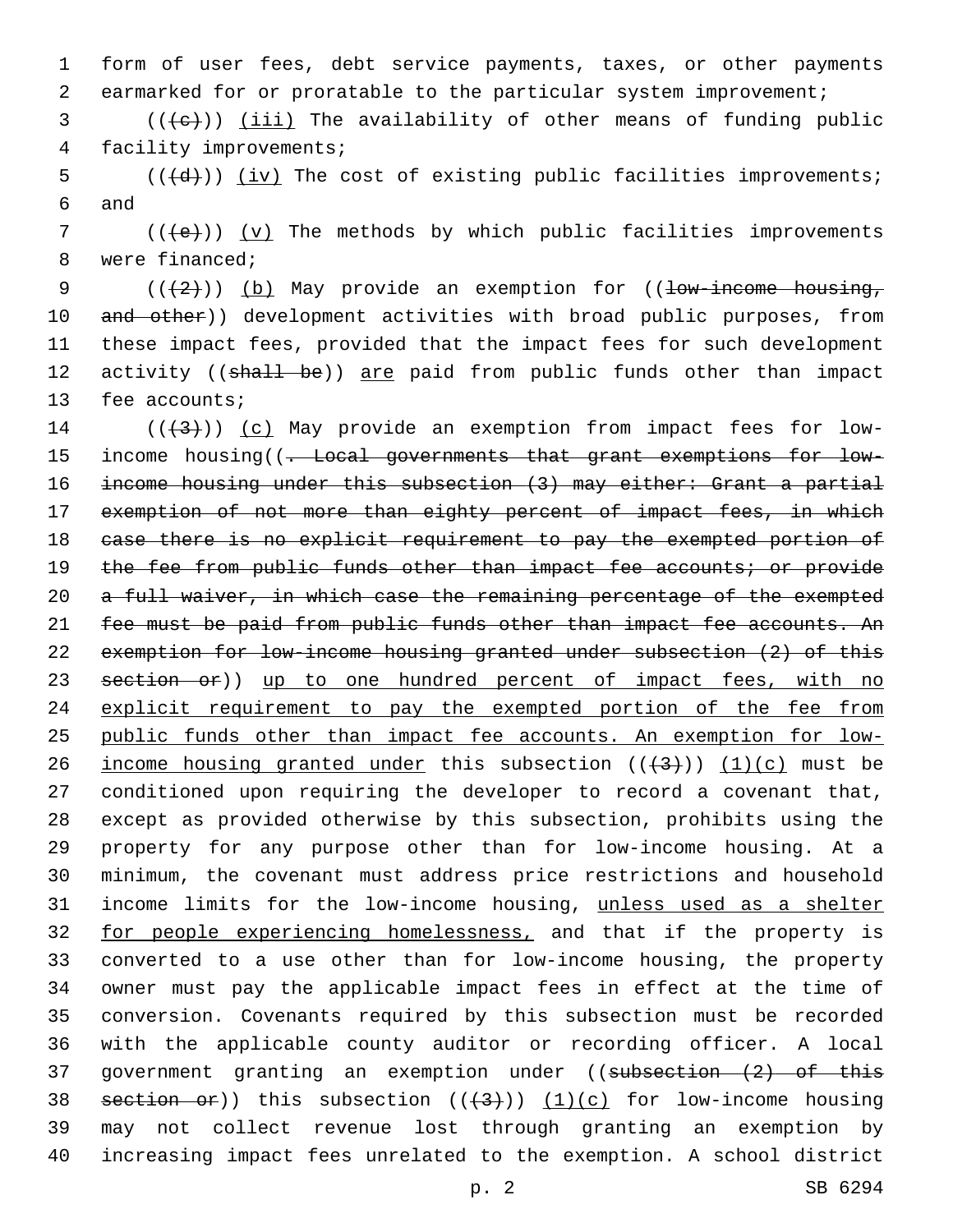form of user fees, debt service payments, taxes, or other payments earmarked for or proratable to the particular system improvement;

(((c))) (iii) The availability of other means of funding public facility improvements;

(((d))) (iv) The cost of existing public facilities improvements; and

(((e))) (v) The methods by which public facilities improvements were financed;

(((2))) (b) May provide an exemption for ((low-income housing, and other)) development activities with broad public purposes, from these impact fees, provided that the impact fees for such development activity ((shall be)) are paid from public funds other than impact fee accounts;

(((3))) (c) May provide an exemption from impact fees for low-income housing((. Local governments that grant exemptions for low-income housing under this subsection (3) may either: Grant a partial exemption of not more than eighty percent of impact fees, in which case there is no explicit requirement to pay the exempted portion of the fee from public funds other than impact fee accounts; or provide a full waiver, in which case the remaining percentage of the exempted fee must be paid from public funds other than impact fee accounts. An exemption for low-income housing granted under subsection (2) of this section or)) up to one hundred percent of impact fees, with no explicit requirement to pay the exempted portion of the fee from public funds other than impact fee accounts. An exemption for low-income housing granted under this subsection (((3))) (1)(c) must be conditioned upon requiring the developer to record a covenant that, except as provided otherwise by this subsection, prohibits using the property for any purpose other than for low-income housing. At a minimum, the covenant must address price restrictions and household income limits for the low-income housing, unless used as a shelter for people experiencing homelessness, and that if the property is converted to a use other than for low-income housing, the property owner must pay the applicable impact fees in effect at the time of conversion. Covenants required by this subsection must be recorded with the applicable county auditor or recording officer. A local government granting an exemption under ((subsection (2) of this section or)) this subsection (((3))) (1)(c) for low-income housing may not collect revenue lost through granting an exemption by increasing impact fees unrelated to the exemption. A school district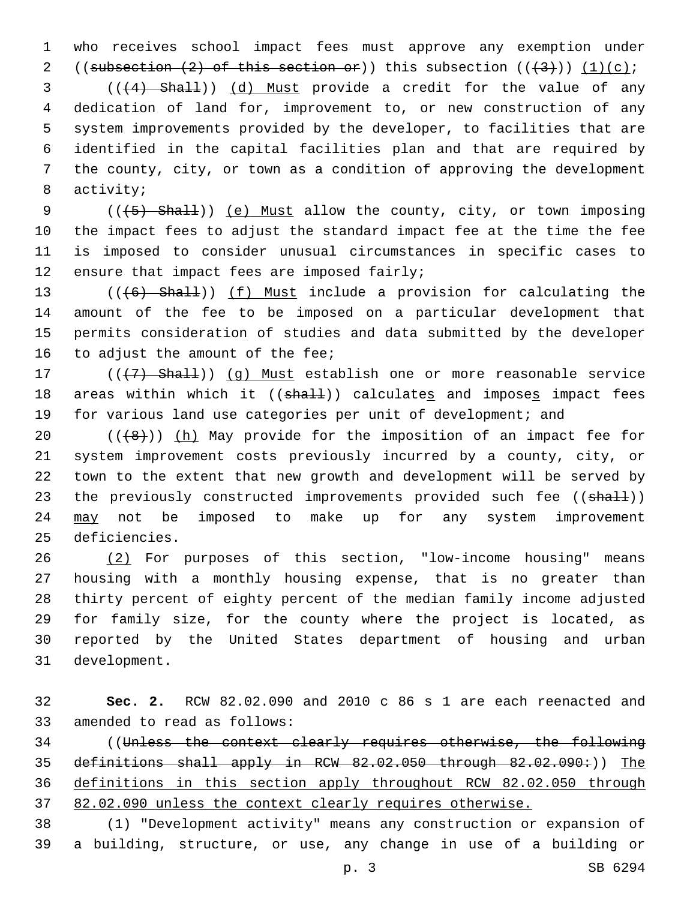who receives school impact fees must approve any exemption under ((~~subsection (2) of this section or~~)) this subsection ((~~(3)~~)) <u>(1)(c)</u>;

((~~(4) Shall~~)) <u>(d) Must</u> provide a credit for the value of any dedication of land for, improvement to, or new construction of any system improvements provided by the developer, to facilities that are identified in the capital facilities plan and that are required by the county, city, or town as a condition of approving the development activity;

((~~(5) Shall~~)) <u>(e) Must</u> allow the county, city, or town imposing the impact fees to adjust the standard impact fee at the time the fee is imposed to consider unusual circumstances in specific cases to ensure that impact fees are imposed fairly;

((~~(6) Shall~~)) <u>(f) Must</u> include a provision for calculating the amount of the fee to be imposed on a particular development that permits consideration of studies and data submitted by the developer to adjust the amount of the fee;

((~~(7) Shall~~)) <u>(g) Must</u> establish one or more reasonable service areas within which it ((~~shall~~)) calculate<u>s</u> and impose<u>s</u> impact fees for various land use categories per unit of development; and

((~~(8)~~)) <u>(h)</u> May provide for the imposition of an impact fee for system improvement costs previously incurred by a county, city, or town to the extent that new growth and development will be served by the previously constructed improvements provided such fee ((~~shall~~)) <u>may</u> not be imposed to make up for any system improvement deficiencies.

<u>(2)</u> For purposes of this section, "low-income housing" means housing with a monthly housing expense, that is no greater than thirty percent of eighty percent of the median family income adjusted for family size, for the county where the project is located, as reported by the United States department of housing and urban development.

**Sec. 2.** RCW 82.02.090 and 2010 c 86 s 1 are each reenacted and amended to read as follows:

((~~Unless the context clearly requires otherwise, the following definitions shall apply in RCW 82.02.050 through 82.02.090:~~)) <u>The definitions in this section apply throughout RCW 82.02.050 through 82.02.090 unless the context clearly requires otherwise.</u>

(1) "Development activity" means any construction or expansion of a building, structure, or use, any change in use of a building or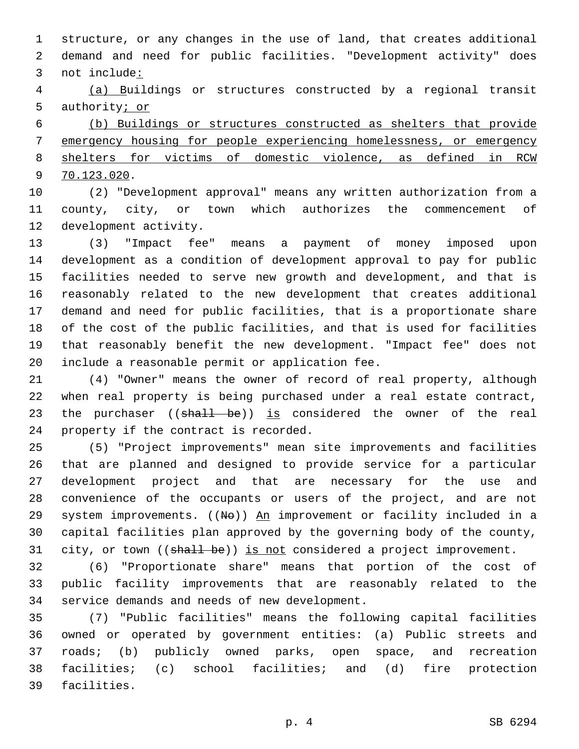structure, or any changes in the use of land, that creates additional demand and need for public facilities. "Development activity" does not include:

(a) Buildings or structures constructed by a regional transit authority; or

(b) Buildings or structures constructed as shelters that provide emergency housing for people experiencing homelessness, or emergency shelters for victims of domestic violence, as defined in RCW 70.123.020.

(2) "Development approval" means any written authorization from a county, city, or town which authorizes the commencement of development activity.

(3) "Impact fee" means a payment of money imposed upon development as a condition of development approval to pay for public facilities needed to serve new growth and development, and that is reasonably related to the new development that creates additional demand and need for public facilities, that is a proportionate share of the cost of the public facilities, and that is used for facilities that reasonably benefit the new development. "Impact fee" does not include a reasonable permit or application fee.

(4) "Owner" means the owner of record of real property, although when real property is being purchased under a real estate contract, the purchaser ((~~shall be~~)) is considered the owner of the real property if the contract is recorded.

(5) "Project improvements" mean site improvements and facilities that are planned and designed to provide service for a particular development project and that are necessary for the use and convenience of the occupants or users of the project, and are not system improvements. ((~~No~~)) An improvement or facility included in a capital facilities plan approved by the governing body of the county, city, or town ((~~shall be~~)) is not considered a project improvement.

(6) "Proportionate share" means that portion of the cost of public facility improvements that are reasonably related to the service demands and needs of new development.

(7) "Public facilities" means the following capital facilities owned or operated by government entities: (a) Public streets and roads; (b) publicly owned parks, open space, and recreation facilities; (c) school facilities; and (d) fire protection facilities.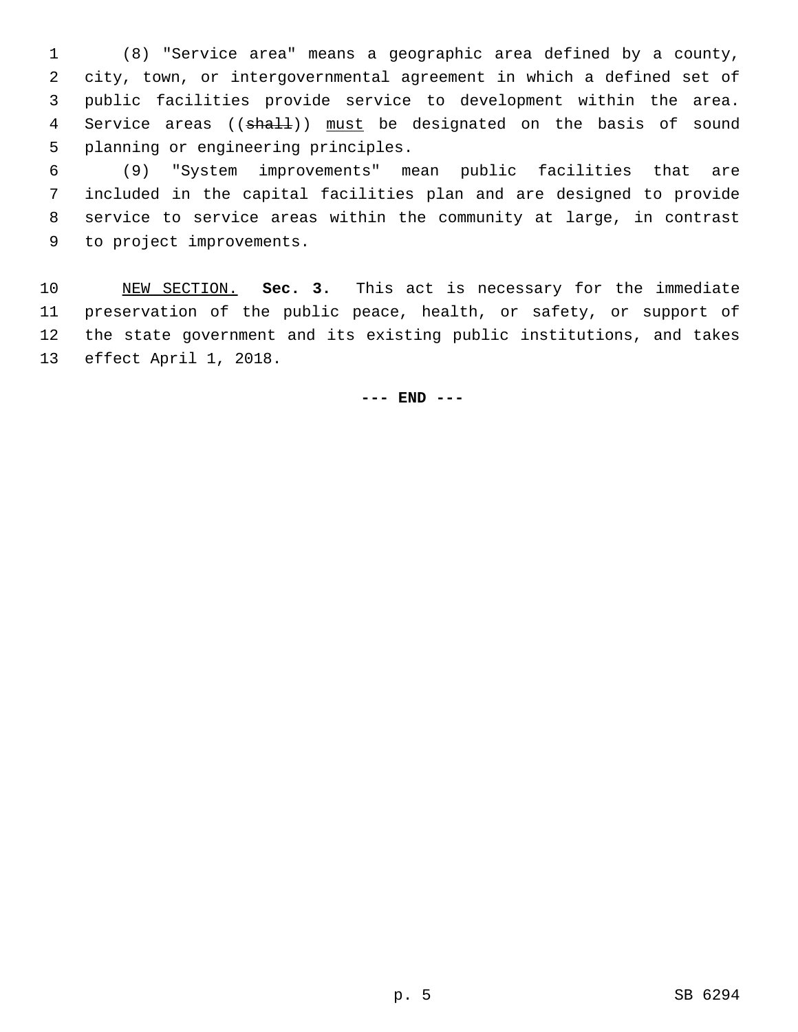(8) "Service area" means a geographic area defined by a county, city, town, or intergovernmental agreement in which a defined set of public facilities provide service to development within the area. Service areas ((~~shall~~)) <u>must</u> be designated on the basis of sound planning or engineering principles.

(9) "System improvements" mean public facilities that are included in the capital facilities plan and are designed to provide service to service areas within the community at large, in contrast to project improvements.

<u>NEW SECTION.</u> **Sec. 3.** This act is necessary for the immediate preservation of the public peace, health, or safety, or support of the state government and its existing public institutions, and takes effect April 1, 2018.

**--- END ---**